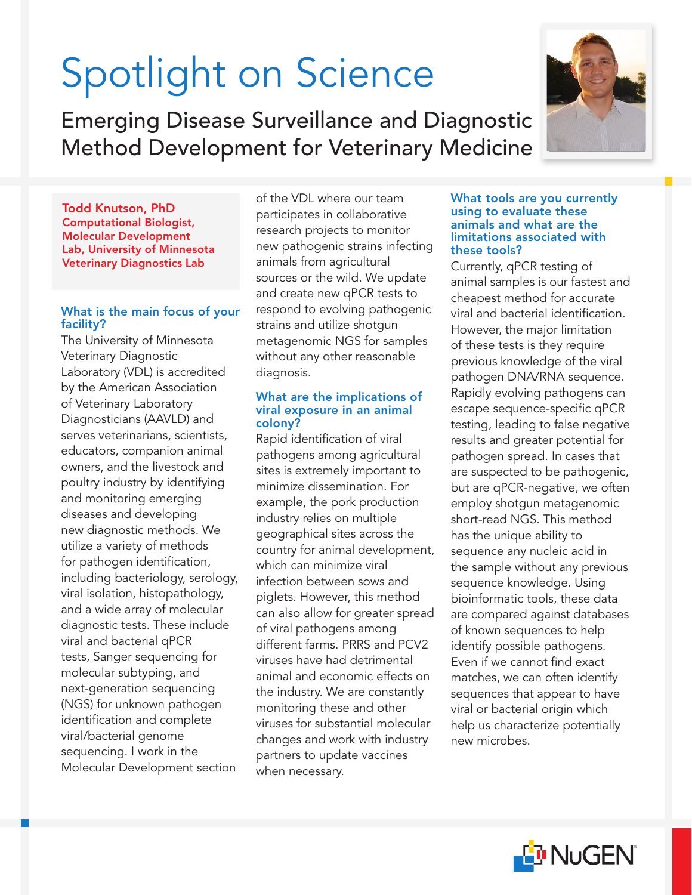# Spotlight on Science

## Emerging Disease Surveillance and Diagnostic Method Development for Veterinary Medicine

**Todd Knutson, PhD**
**Computational Biologist, Molecular Development Lab, University of Minnesota Veterinary Diagnostics Lab**

### What is the main focus of your facility?

The University of Minnesota Veterinary Diagnostic Laboratory (VDL) is accredited by the American Association of Veterinary Laboratory Diagnosticians (AAVLD) and serves veterinarians, scientists, educators, companion animal owners, and the livestock and poultry industry by identifying and monitoring emerging diseases and developing new diagnostic methods. We utilize a variety of methods for pathogen identification, including bacteriology, serology, viral isolation, histopathology, and a wide array of molecular diagnostic tests. These include viral and bacterial qPCR tests, Sanger sequencing for molecular subtyping, and next-generation sequencing (NGS) for unknown pathogen identification and complete viral/bacterial genome sequencing. I work in the Molecular Development section of the VDL where our team participates in collaborative research projects to monitor new pathogenic strains infecting animals from agricultural sources or the wild. We update and create new qPCR tests to respond to evolving pathogenic strains and utilize shotgun metagenomic NGS for samples without any other reasonable diagnosis.

### What are the implications of viral exposure in an animal colony?

Rapid identification of viral pathogens among agricultural sites is extremely important to minimize dissemination. For example, the pork production industry relies on multiple geographical sites across the country for animal development, which can minimize viral infection between sows and piglets. However, this method can also allow for greater spread of viral pathogens among different farms. PRRS and PCV2 viruses have had detrimental animal and economic effects on the industry. We are constantly monitoring these and other viruses for substantial molecular changes and work with industry partners to update vaccines when necessary.

### What tools are you currently using to evaluate these animals and what are the limitations associated with these tools?

Currently, qPCR testing of animal samples is our fastest and cheapest method for accurate viral and bacterial identification. However, the major limitation of these tests is they require previous knowledge of the viral pathogen DNA/RNA sequence. Rapidly evolving pathogens can escape sequence-specific qPCR testing, leading to false negative results and greater potential for pathogen spread. In cases that are suspected to be pathogenic, but are qPCR-negative, we often employ shotgun metagenomic short-read NGS. This method has the unique ability to sequence any nucleic acid in the sample without any previous sequence knowledge. Using bioinformatic tools, these data are compared against databases of known sequences to help identify possible pathogens. Even if we cannot find exact matches, we can often identify sequences that appear to have viral or bacterial origin which help us characterize potentially new microbes.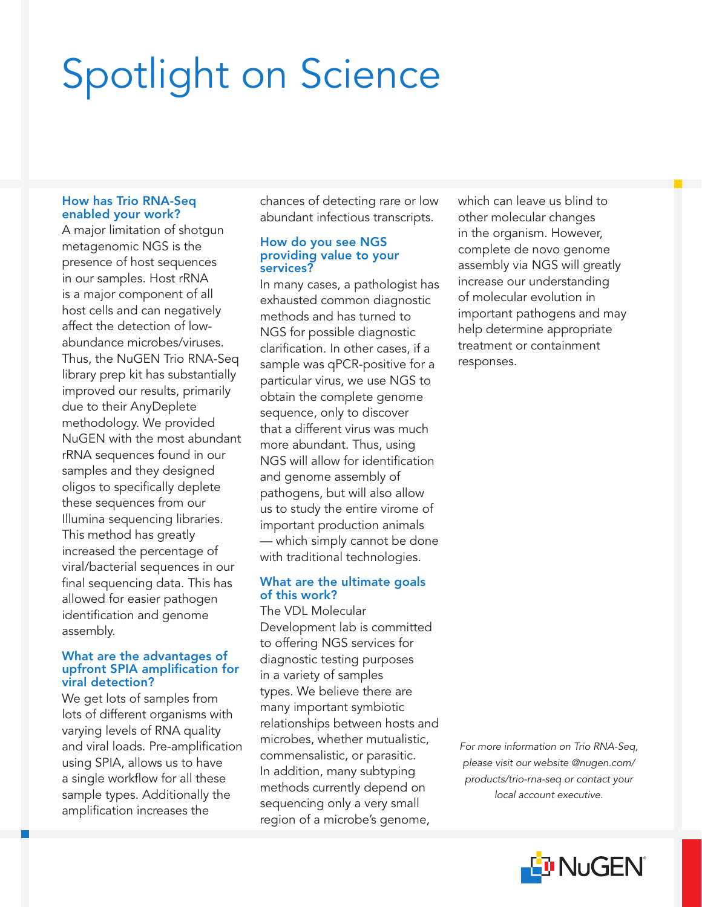# Spotlight on Science

### How has Trio RNA-Seq enabled your work?

A major limitation of shotgun metagenomic NGS is the presence of host sequences in our samples. Host rRNA is a major component of all host cells and can negatively affect the detection of low-abundance microbes/viruses. Thus, the NuGEN Trio RNA-Seq library prep kit has substantially improved our results, primarily due to their AnyDeplete methodology. We provided NuGEN with the most abundant rRNA sequences found in our samples and they designed oligos to specifically deplete these sequences from our Illumina sequencing libraries. This method has greatly increased the percentage of viral/bacterial sequences in our final sequencing data. This has allowed for easier pathogen identification and genome assembly.

### What are the advantages of upfront SPIA amplification for viral detection?

We get lots of samples from lots of different organisms with varying levels of RNA quality and viral loads. Pre-amplification using SPIA, allows us to have a single workflow for all these sample types. Additionally the amplification increases the chances of detecting rare or low abundant infectious transcripts.

### How do you see NGS providing value to your services?

In many cases, a pathologist has exhausted common diagnostic methods and has turned to NGS for possible diagnostic clarification. In other cases, if a sample was qPCR-positive for a particular virus, we use NGS to obtain the complete genome sequence, only to discover that a different virus was much more abundant. Thus, using NGS will allow for identification and genome assembly of pathogens, but will also allow us to study the entire virome of important production animals — which simply cannot be done with traditional technologies.

### What are the ultimate goals of this work?

The VDL Molecular Development lab is committed to offering NGS services for diagnostic testing purposes in a variety of samples types. We believe there are many important symbiotic relationships between hosts and microbes, whether mutualistic, commensalistic, or parasitic. In addition, many subtyping methods currently depend on sequencing only a very small region of a microbe's genome, which can leave us blind to other molecular changes in the organism. However, complete de novo genome assembly via NGS will greatly increase our understanding of molecular evolution in important pathogens and may help determine appropriate treatment or containment responses.

*For more information on Trio RNA-Seq, please visit our website @nugen.com/products/trio-rna-seq or contact your local account executive.*

NuGEN®